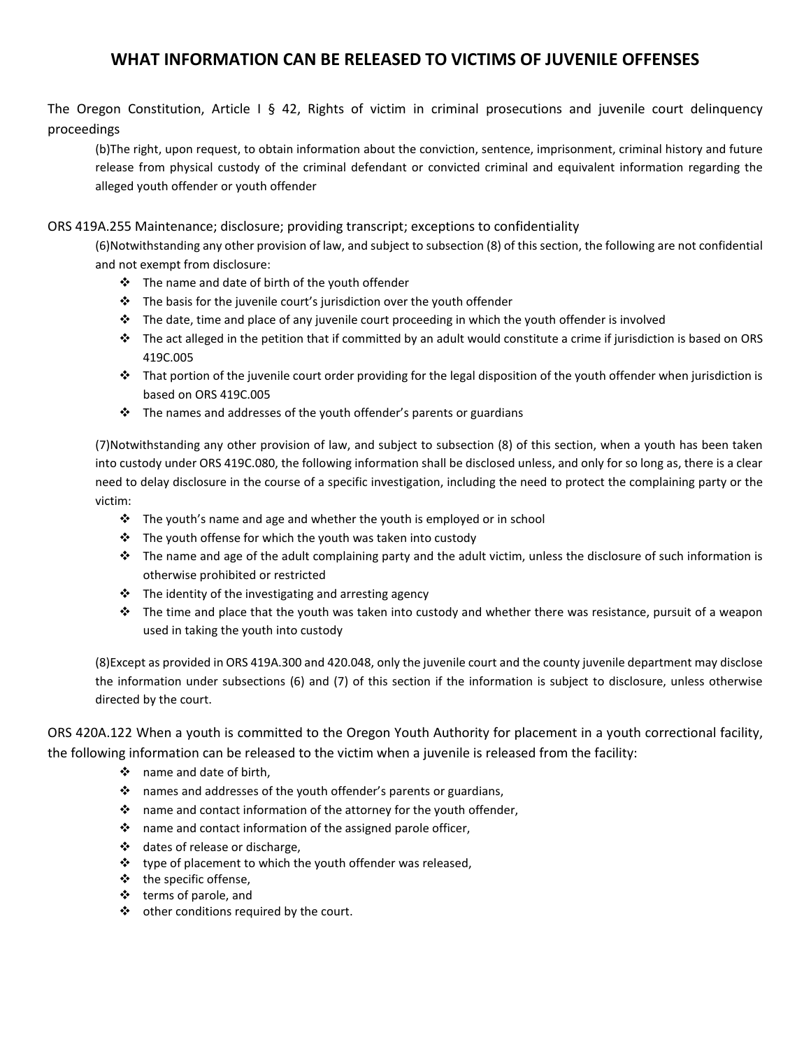# WHAT INFORMATION CAN BE RELEASED TO VICTIMS OF JUVENILE OFFENSES

The Oregon Constitution, Article I § 42, Rights of victim in criminal prosecutions and juvenile court delinquency proceedings

> (b)The right, upon request, to obtain information about the conviction, sentence, imprisonment, criminal history and future release from physical custody of the criminal defendant or convicted criminal and equivalent information regarding the alleged youth offender or youth offender

ORS 419A.255 Maintenance; disclosure; providing transcript; exceptions to confidentiality

> (6)Notwithstanding any other provision of law, and subject to subsection (8) of this section, the following are not confidential and not exempt from disclosure:
>
> - The name and date of birth of the youth offender
> - The basis for the juvenile court's jurisdiction over the youth offender
> - The date, time and place of any juvenile court proceeding in which the youth offender is involved
> - The act alleged in the petition that if committed by an adult would constitute a crime if jurisdiction is based on ORS 419C.005
> - That portion of the juvenile court order providing for the legal disposition of the youth offender when jurisdiction is based on ORS 419C.005
> - The names and addresses of the youth offender's parents or guardians
>
> (7)Notwithstanding any other provision of law, and subject to subsection (8) of this section, when a youth has been taken into custody under ORS 419C.080, the following information shall be disclosed unless, and only for so long as, there is a clear need to delay disclosure in the course of a specific investigation, including the need to protect the complaining party or the victim:
>
> - The youth's name and age and whether the youth is employed or in school
> - The youth offense for which the youth was taken into custody
> - The name and age of the adult complaining party and the adult victim, unless the disclosure of such information is otherwise prohibited or restricted
> - The identity of the investigating and arresting agency
> - The time and place that the youth was taken into custody and whether there was resistance, pursuit of a weapon used in taking the youth into custody
>
> (8)Except as provided in ORS 419A.300 and 420.048, only the juvenile court and the county juvenile department may disclose the information under subsections (6) and (7) of this section if the information is subject to disclosure, unless otherwise directed by the court.

ORS 420A.122 When a youth is committed to the Oregon Youth Authority for placement in a youth correctional facility, the following information can be released to the victim when a juvenile is released from the facility:

- name and date of birth,
- names and addresses of the youth offender's parents or guardians,
- name and contact information of the attorney for the youth offender,
- name and contact information of the assigned parole officer,
- dates of release or discharge,
- type of placement to which the youth offender was released,
- the specific offense,
- terms of parole, and
- other conditions required by the court.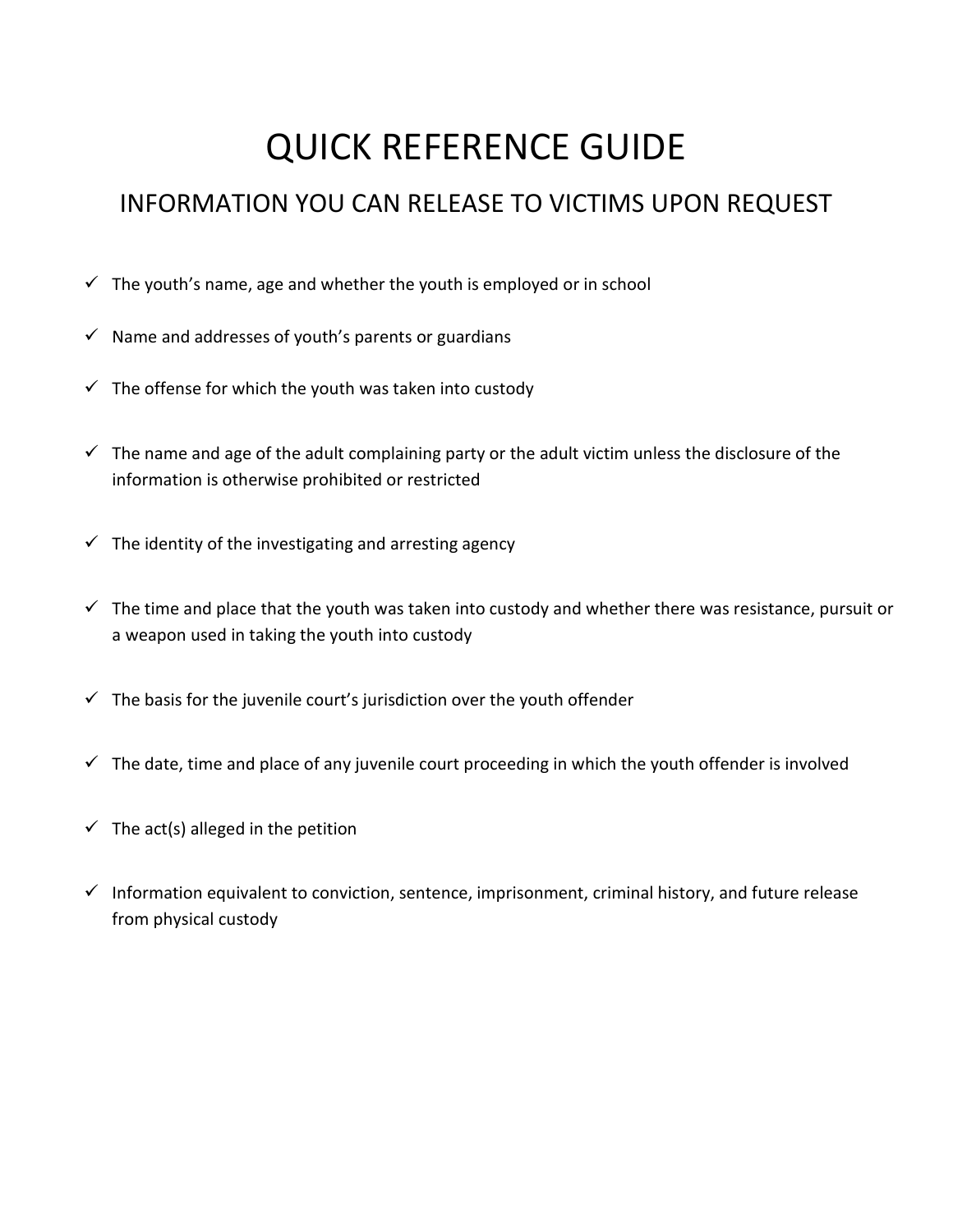# QUICK REFERENCE GUIDE

## INFORMATION YOU CAN RELEASE TO VICTIMS UPON REQUEST

- ✓ The youth's name, age and whether the youth is employed or in school
- ✓ Name and addresses of youth's parents or guardians
- ✓ The offense for which the youth was taken into custody
- ✓ The name and age of the adult complaining party or the adult victim unless the disclosure of the information is otherwise prohibited or restricted
- ✓ The identity of the investigating and arresting agency
- ✓ The time and place that the youth was taken into custody and whether there was resistance, pursuit or a weapon used in taking the youth into custody
- ✓ The basis for the juvenile court's jurisdiction over the youth offender
- ✓ The date, time and place of any juvenile court proceeding in which the youth offender is involved
- ✓ The act(s) alleged in the petition
- ✓ Information equivalent to conviction, sentence, imprisonment, criminal history, and future release from physical custody